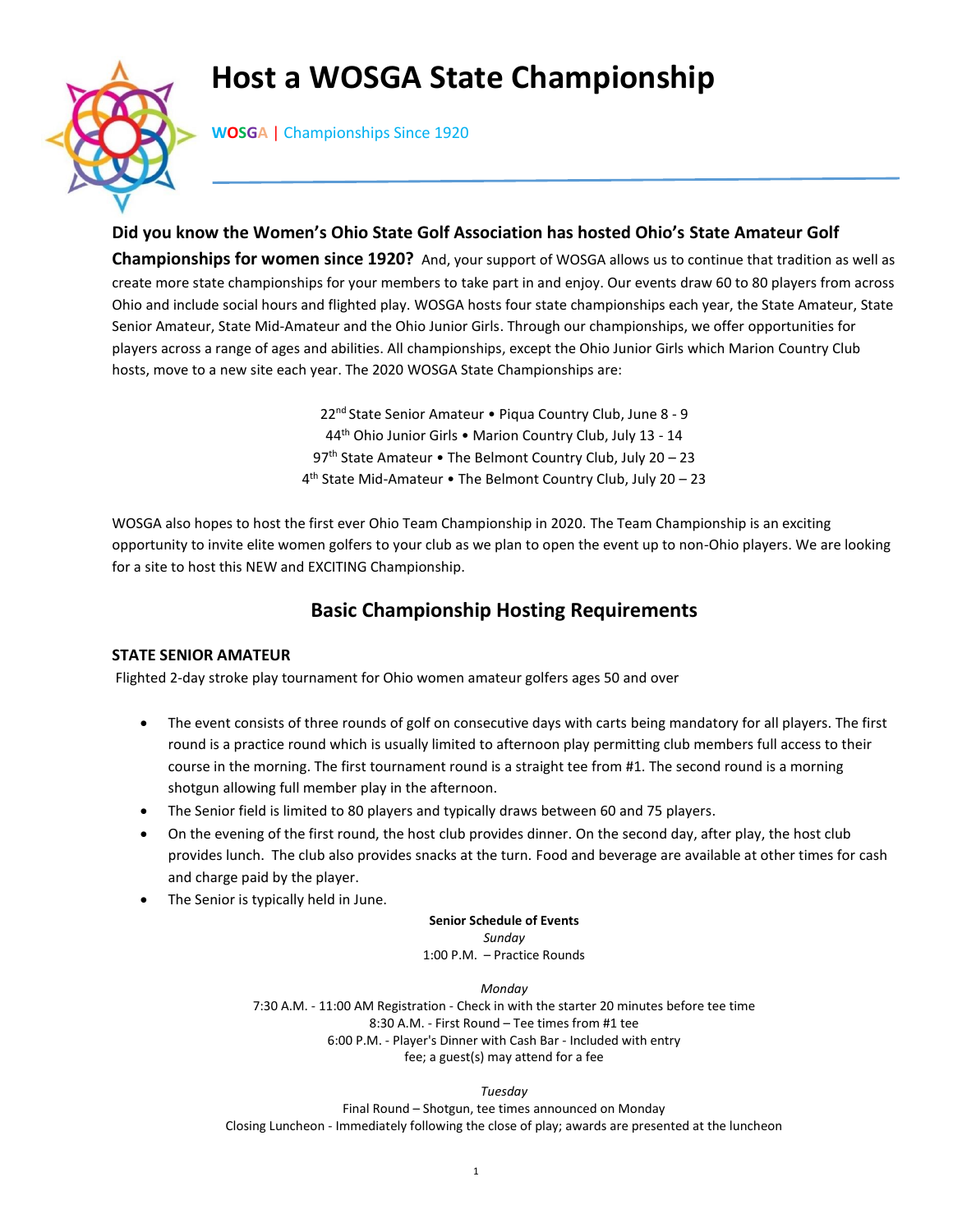# Host a WOSGA State Championship

WOSGA | Championships Since 1920

**Did you know the Women's Ohio State Golf Association has hosted Ohio's State Amateur Golf Championships for women since 1920?** And, your support of WOSGA allows us to continue that tradition as well as create more state championships for your members to take part in and enjoy. Our events draw 60 to 80 players from across Ohio and include social hours and flighted play. WOSGA hosts four state championships each year, the State Amateur, State Senior Amateur, State Mid-Amateur and the Ohio Junior Girls. Through our championships, we offer opportunities for players across a range of ages and abilities. All championships, except the Ohio Junior Girls which Marion Country Club hosts, move to a new site each year. The 2020 WOSGA State Championships are:

22nd State Senior Amateur • Piqua Country Club, June 8 - 9
44th Ohio Junior Girls • Marion Country Club, July 13 - 14
97th State Amateur • The Belmont Country Club, July 20 – 23
4th State Mid-Amateur • The Belmont Country Club, July 20 – 23

WOSGA also hopes to host the first ever Ohio Team Championship in 2020. The Team Championship is an exciting opportunity to invite elite women golfers to your club as we plan to open the event up to non-Ohio players. We are looking for a site to host this NEW and EXCITING Championship.

## Basic Championship Hosting Requirements

### STATE SENIOR AMATEUR

Flighted 2-day stroke play tournament for Ohio women amateur golfers ages 50 and over

- The event consists of three rounds of golf on consecutive days with carts being mandatory for all players. The first round is a practice round which is usually limited to afternoon play permitting club members full access to their course in the morning. The first tournament round is a straight tee from #1. The second round is a morning shotgun allowing full member play in the afternoon.
- The Senior field is limited to 80 players and typically draws between 60 and 75 players.
- On the evening of the first round, the host club provides dinner. On the second day, after play, the host club provides lunch. The club also provides snacks at the turn. Food and beverage are available at other times for cash and charge paid by the player.
- The Senior is typically held in June.

**Senior Schedule of Events**

*Sunday*
1:00 P.M. – Practice Rounds

*Monday*
7:30 A.M. - 11:00 AM Registration - Check in with the starter 20 minutes before tee time
8:30 A.M. - First Round – Tee times from #1 tee
6:00 P.M. - Player's Dinner with Cash Bar - Included with entry fee; a guest(s) may attend for a fee

*Tuesday*
Final Round – Shotgun, tee times announced on Monday
Closing Luncheon - Immediately following the close of play; awards are presented at the luncheon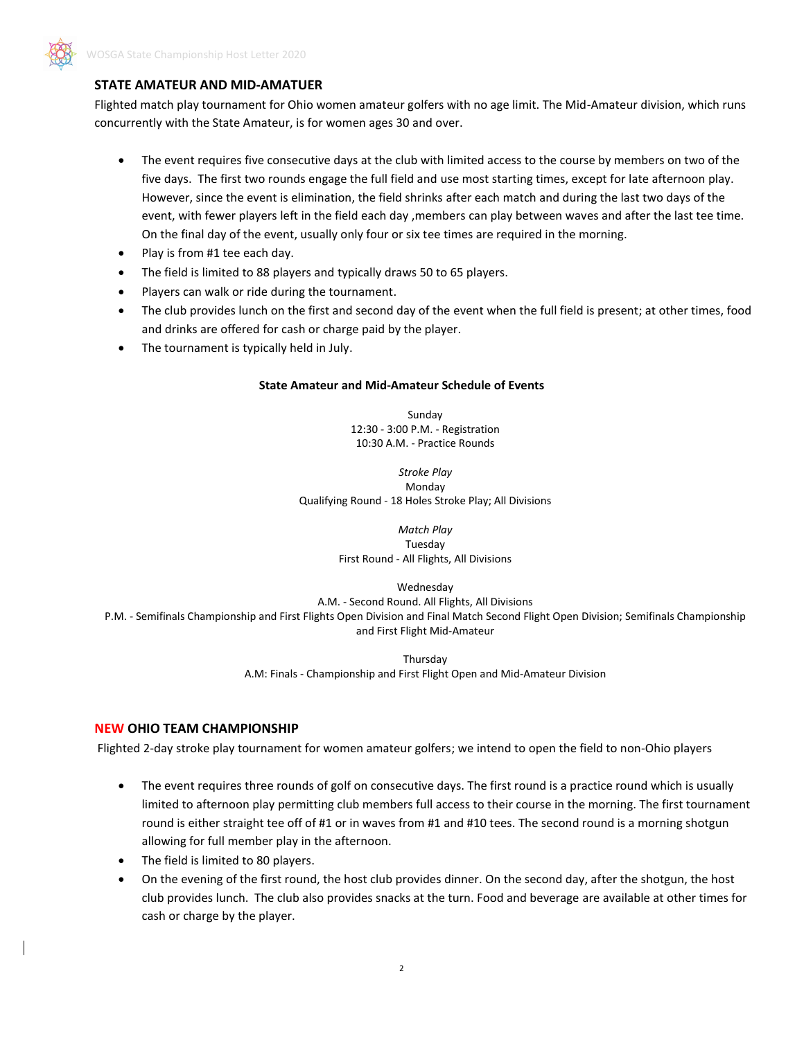## STATE AMATEUR AND MID-AMATUER

Flighted match play tournament for Ohio women amateur golfers with no age limit. The Mid-Amateur division, which runs concurrently with the State Amateur, is for women ages 30 and over.

- The event requires five consecutive days at the club with limited access to the course by members on two of the five days. The first two rounds engage the full field and use most starting times, except for late afternoon play. However, since the event is elimination, the field shrinks after each match and during the last two days of the event, with fewer players left in the field each day ,members can play between waves and after the last tee time. On the final day of the event, usually only four or six tee times are required in the morning.
- Play is from #1 tee each day.
- The field is limited to 88 players and typically draws 50 to 65 players.
- Players can walk or ride during the tournament.
- The club provides lunch on the first and second day of the event when the full field is present; at other times, food and drinks are offered for cash or charge paid by the player.
- The tournament is typically held in July.

**State Amateur and Mid-Amateur Schedule of Events**

Sunday
12:30 - 3:00 P.M. - Registration
10:30 A.M. - Practice Rounds

*Stroke Play*
Monday
Qualifying Round - 18 Holes Stroke Play; All Divisions

*Match Play*
Tuesday
First Round - All Flights, All Divisions

Wednesday
A.M. - Second Round. All Flights, All Divisions
P.M. - Semifinals Championship and First Flights Open Division and Final Match Second Flight Open Division; Semifinals Championship and First Flight Mid-Amateur

Thursday
A.M: Finals - Championship and First Flight Open and Mid-Amateur Division

## NEW OHIO TEAM CHAMPIONSHIP

Flighted 2-day stroke play tournament for women amateur golfers; we intend to open the field to non-Ohio players

- The event requires three rounds of golf on consecutive days. The first round is a practice round which is usually limited to afternoon play permitting club members full access to their course in the morning. The first tournament round is either straight tee off of #1 or in waves from #1 and #10 tees. The second round is a morning shotgun allowing for full member play in the afternoon.
- The field is limited to 80 players.
- On the evening of the first round, the host club provides dinner. On the second day, after the shotgun, the host club provides lunch. The club also provides snacks at the turn. Food and beverage are available at other times for cash or charge by the player.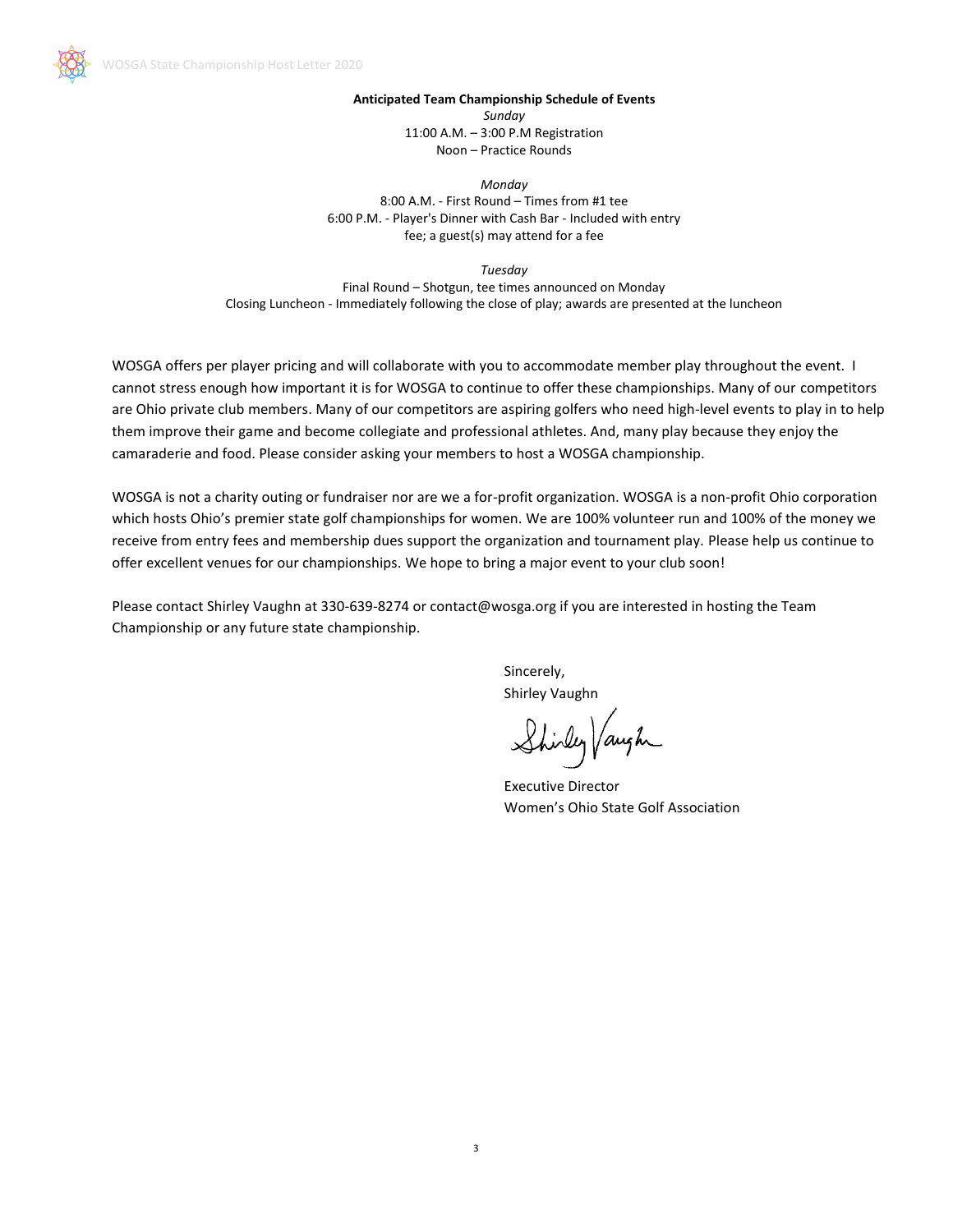**Anticipated Team Championship Schedule of Events**

*Sunday*

11:00 A.M. – 3:00 P.M Registration

Noon – Practice Rounds

*Monday*

8:00 A.M. - First Round – Times from #1 tee

6:00 P.M. - Player's Dinner with Cash Bar - Included with entry fee; a guest(s) may attend for a fee

*Tuesday*

Final Round – Shotgun, tee times announced on Monday

Closing Luncheon - Immediately following the close of play; awards are presented at the luncheon

WOSGA offers per player pricing and will collaborate with you to accommodate member play throughout the event. I cannot stress enough how important it is for WOSGA to continue to offer these championships. Many of our competitors are Ohio private club members. Many of our competitors are aspiring golfers who need high-level events to play in to help them improve their game and become collegiate and professional athletes. And, many play because they enjoy the camaraderie and food. Please consider asking your members to host a WOSGA championship.

WOSGA is not a charity outing or fundraiser nor are we a for-profit organization. WOSGA is a non-profit Ohio corporation which hosts Ohio's premier state golf championships for women. We are 100% volunteer run and 100% of the money we receive from entry fees and membership dues support the organization and tournament play. Please help us continue to offer excellent venues for our championships. We hope to bring a major event to your club soon!

Please contact Shirley Vaughn at 330-639-8274 or contact@wosga.org if you are interested in hosting the Team Championship or any future state championship.

Sincerely,
Shirley Vaughn

Shirley Vaughn

Executive Director
Women's Ohio State Golf Association